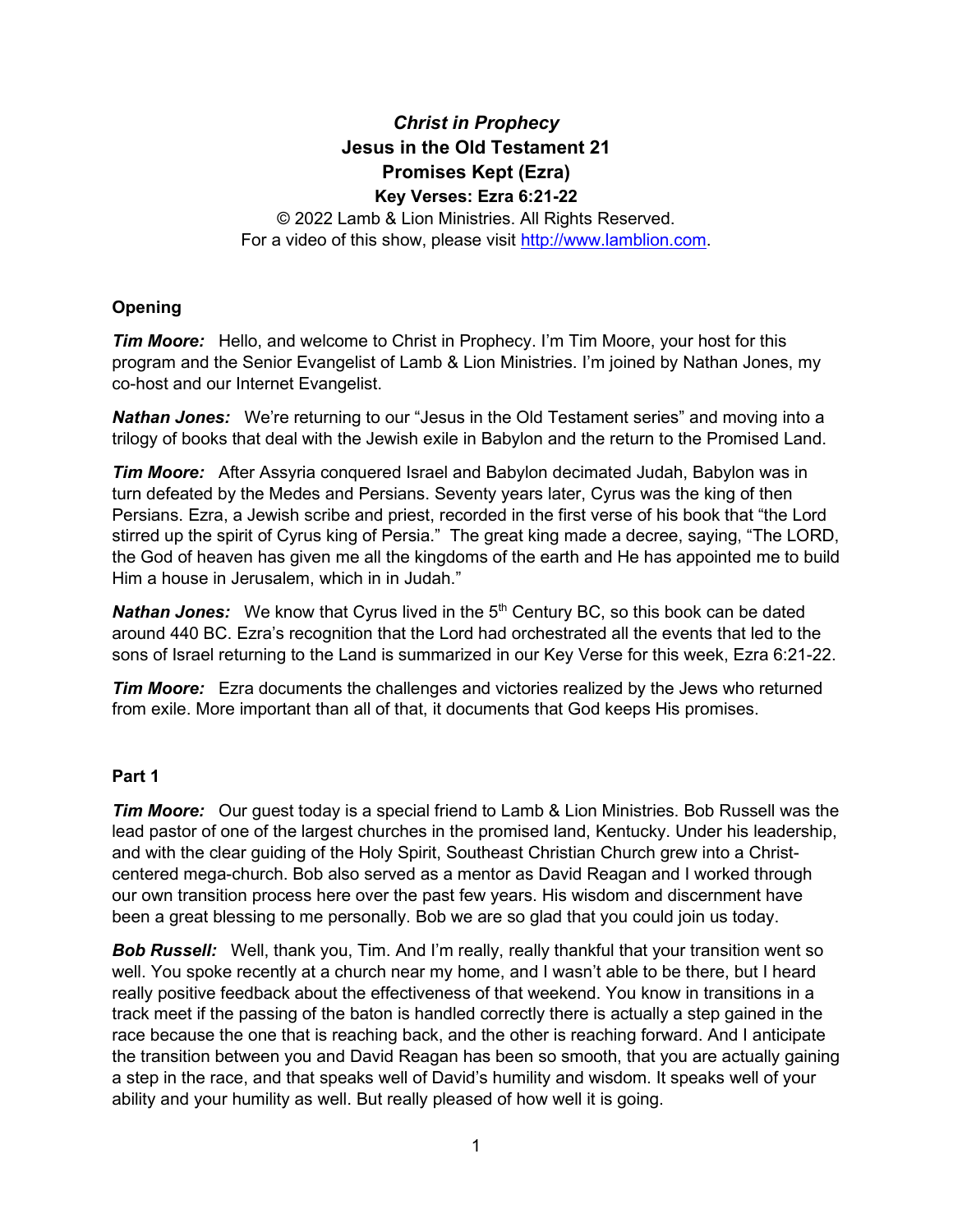# *Christ in Prophecy*
## Jesus in the Old Testament 21
## Promises Kept (Ezra)
### Key Verses: Ezra 6:21-22

© 2022 Lamb & Lion Ministries. All Rights Reserved.
For a video of this show, please visit http://www.lamblion.com.

### Opening

***Tim Moore:*** Hello, and welcome to Christ in Prophecy. I'm Tim Moore, your host for this program and the Senior Evangelist of Lamb & Lion Ministries. I'm joined by Nathan Jones, my co-host and our Internet Evangelist.

***Nathan Jones:*** We're returning to our "Jesus in the Old Testament series" and moving into a trilogy of books that deal with the Jewish exile in Babylon and the return to the Promised Land.

***Tim Moore:*** After Assyria conquered Israel and Babylon decimated Judah, Babylon was in turn defeated by the Medes and Persians. Seventy years later, Cyrus was the king of then Persians. Ezra, a Jewish scribe and priest, recorded in the first verse of his book that "the Lord stirred up the spirit of Cyrus king of Persia." The great king made a decree, saying, "The LORD, the God of heaven has given me all the kingdoms of the earth and He has appointed me to build Him a house in Jerusalem, which in in Judah."

***Nathan Jones:*** We know that Cyrus lived in the 5th Century BC, so this book can be dated around 440 BC. Ezra's recognition that the Lord had orchestrated all the events that led to the sons of Israel returning to the Land is summarized in our Key Verse for this week, Ezra 6:21-22.

***Tim Moore:*** Ezra documents the challenges and victories realized by the Jews who returned from exile. More important than all of that, it documents that God keeps His promises.

### Part 1

***Tim Moore:*** Our guest today is a special friend to Lamb & Lion Ministries. Bob Russell was the lead pastor of one of the largest churches in the promised land, Kentucky. Under his leadership, and with the clear guiding of the Holy Spirit, Southeast Christian Church grew into a Christ-centered mega-church. Bob also served as a mentor as David Reagan and I worked through our own transition process here over the past few years. His wisdom and discernment have been a great blessing to me personally. Bob we are so glad that you could join us today.

***Bob Russell:*** Well, thank you, Tim. And I'm really, really thankful that your transition went so well. You spoke recently at a church near my home, and I wasn't able to be there, but I heard really positive feedback about the effectiveness of that weekend. You know in transitions in a track meet if the passing of the baton is handled correctly there is actually a step gained in the race because the one that is reaching back, and the other is reaching forward. And I anticipate the transition between you and David Reagan has been so smooth, that you are actually gaining a step in the race, and that speaks well of David's humility and wisdom. It speaks well of your ability and your humility as well. But really pleased of how well it is going.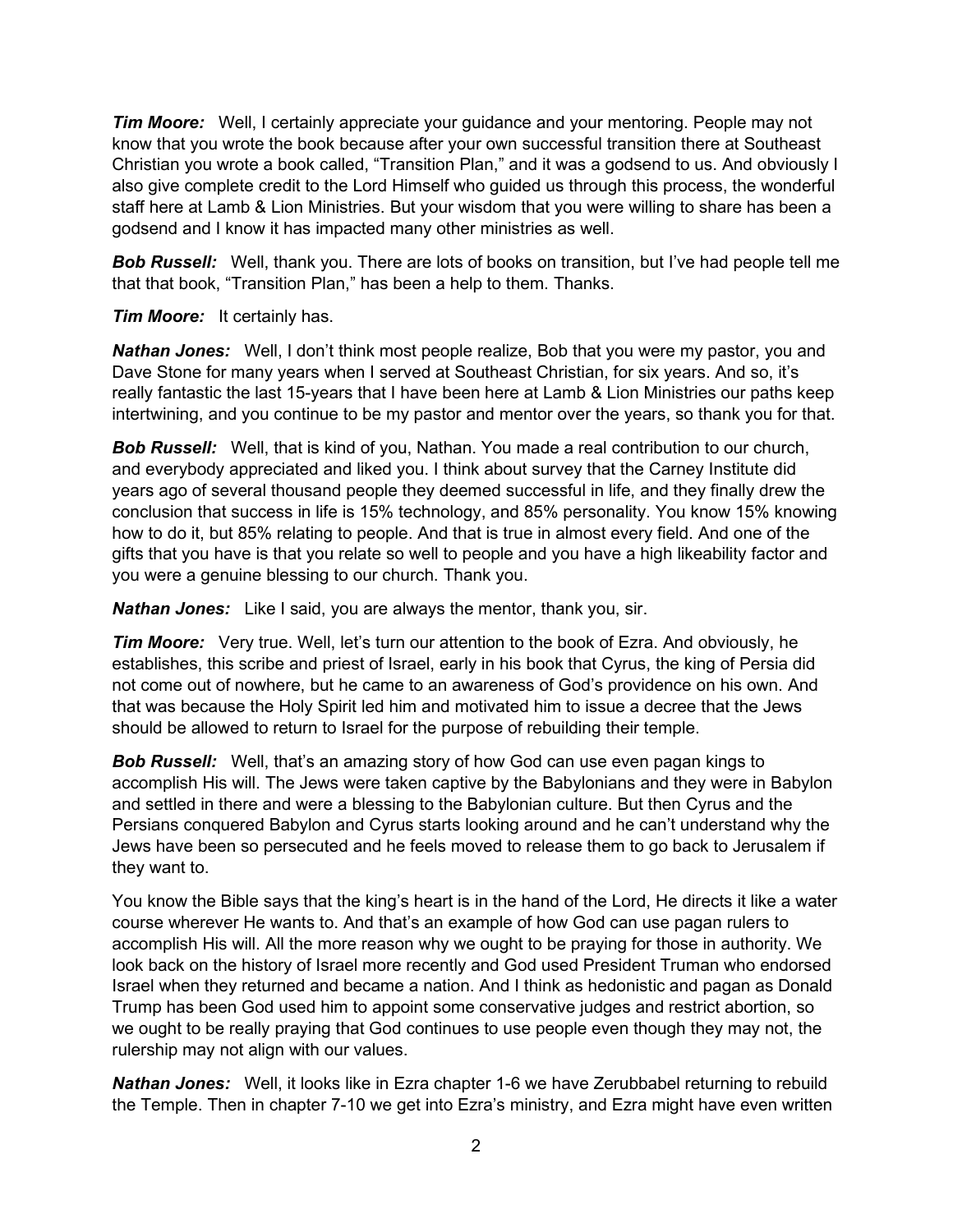***Tim Moore:*** Well, I certainly appreciate your guidance and your mentoring. People may not know that you wrote the book because after your own successful transition there at Southeast Christian you wrote a book called, "Transition Plan," and it was a godsend to us. And obviously I also give complete credit to the Lord Himself who guided us through this process, the wonderful staff here at Lamb & Lion Ministries. But your wisdom that you were willing to share has been a godsend and I know it has impacted many other ministries as well.

***Bob Russell:*** Well, thank you. There are lots of books on transition, but I've had people tell me that that book, "Transition Plan," has been a help to them. Thanks.

***Tim Moore:*** It certainly has.

***Nathan Jones:*** Well, I don't think most people realize, Bob that you were my pastor, you and Dave Stone for many years when I served at Southeast Christian, for six years. And so, it's really fantastic the last 15-years that I have been here at Lamb & Lion Ministries our paths keep intertwining, and you continue to be my pastor and mentor over the years, so thank you for that.

***Bob Russell:*** Well, that is kind of you, Nathan. You made a real contribution to our church, and everybody appreciated and liked you. I think about survey that the Carney Institute did years ago of several thousand people they deemed successful in life, and they finally drew the conclusion that success in life is 15% technology, and 85% personality. You know 15% knowing how to do it, but 85% relating to people. And that is true in almost every field. And one of the gifts that you have is that you relate so well to people and you have a high likeability factor and you were a genuine blessing to our church. Thank you.

***Nathan Jones:*** Like I said, you are always the mentor, thank you, sir.

***Tim Moore:*** Very true. Well, let's turn our attention to the book of Ezra. And obviously, he establishes, this scribe and priest of Israel, early in his book that Cyrus, the king of Persia did not come out of nowhere, but he came to an awareness of God's providence on his own. And that was because the Holy Spirit led him and motivated him to issue a decree that the Jews should be allowed to return to Israel for the purpose of rebuilding their temple.

***Bob Russell:*** Well, that's an amazing story of how God can use even pagan kings to accomplish His will. The Jews were taken captive by the Babylonians and they were in Babylon and settled in there and were a blessing to the Babylonian culture. But then Cyrus and the Persians conquered Babylon and Cyrus starts looking around and he can't understand why the Jews have been so persecuted and he feels moved to release them to go back to Jerusalem if they want to.

You know the Bible says that the king's heart is in the hand of the Lord, He directs it like a water course wherever He wants to. And that's an example of how God can use pagan rulers to accomplish His will. All the more reason why we ought to be praying for those in authority. We look back on the history of Israel more recently and God used President Truman who endorsed Israel when they returned and became a nation. And I think as hedonistic and pagan as Donald Trump has been God used him to appoint some conservative judges and restrict abortion, so we ought to be really praying that God continues to use people even though they may not, the rulership may not align with our values.

***Nathan Jones:*** Well, it looks like in Ezra chapter 1-6 we have Zerubbabel returning to rebuild the Temple. Then in chapter 7-10 we get into Ezra's ministry, and Ezra might have even written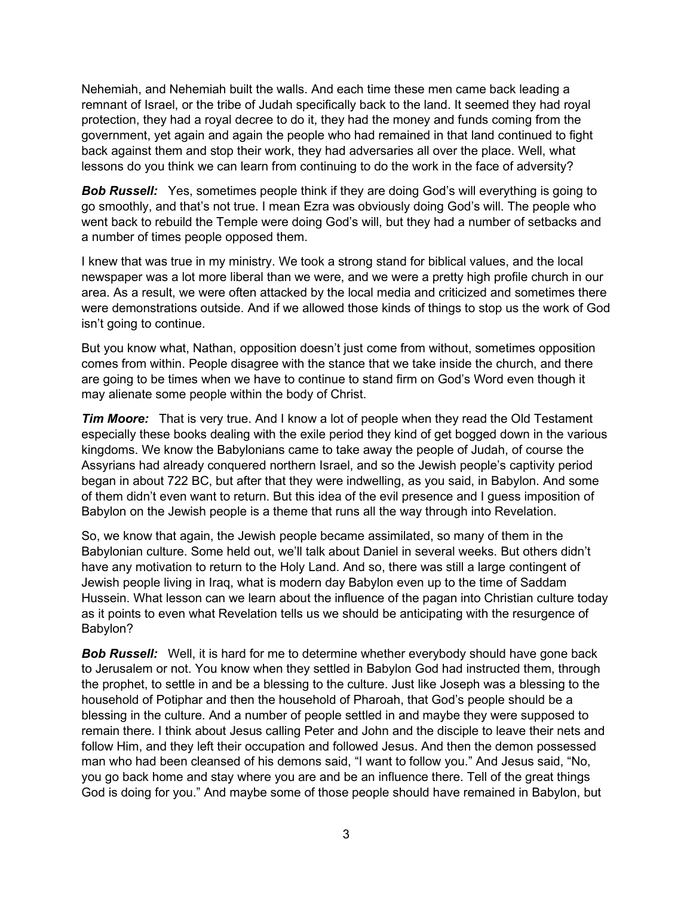Nehemiah, and Nehemiah built the walls. And each time these men came back leading a remnant of Israel, or the tribe of Judah specifically back to the land. It seemed they had royal protection, they had a royal decree to do it, they had the money and funds coming from the government, yet again and again the people who had remained in that land continued to fight back against them and stop their work, they had adversaries all over the place. Well, what lessons do you think we can learn from continuing to do the work in the face of adversity?

***Bob Russell:*** Yes, sometimes people think if they are doing God's will everything is going to go smoothly, and that's not true. I mean Ezra was obviously doing God's will. The people who went back to rebuild the Temple were doing God's will, but they had a number of setbacks and a number of times people opposed them.

I knew that was true in my ministry. We took a strong stand for biblical values, and the local newspaper was a lot more liberal than we were, and we were a pretty high profile church in our area. As a result, we were often attacked by the local media and criticized and sometimes there were demonstrations outside. And if we allowed those kinds of things to stop us the work of God isn't going to continue.

But you know what, Nathan, opposition doesn't just come from without, sometimes opposition comes from within. People disagree with the stance that we take inside the church, and there are going to be times when we have to continue to stand firm on God's Word even though it may alienate some people within the body of Christ.

***Tim Moore:*** That is very true. And I know a lot of people when they read the Old Testament especially these books dealing with the exile period they kind of get bogged down in the various kingdoms. We know the Babylonians came to take away the people of Judah, of course the Assyrians had already conquered northern Israel, and so the Jewish people's captivity period began in about 722 BC, but after that they were indwelling, as you said, in Babylon. And some of them didn't even want to return. But this idea of the evil presence and I guess imposition of Babylon on the Jewish people is a theme that runs all the way through into Revelation.

So, we know that again, the Jewish people became assimilated, so many of them in the Babylonian culture. Some held out, we'll talk about Daniel in several weeks. But others didn't have any motivation to return to the Holy Land. And so, there was still a large contingent of Jewish people living in Iraq, what is modern day Babylon even up to the time of Saddam Hussein. What lesson can we learn about the influence of the pagan into Christian culture today as it points to even what Revelation tells us we should be anticipating with the resurgence of Babylon?

***Bob Russell:*** Well, it is hard for me to determine whether everybody should have gone back to Jerusalem or not. You know when they settled in Babylon God had instructed them, through the prophet, to settle in and be a blessing to the culture. Just like Joseph was a blessing to the household of Potiphar and then the household of Pharoah, that God's people should be a blessing in the culture. And a number of people settled in and maybe they were supposed to remain there. I think about Jesus calling Peter and John and the disciple to leave their nets and follow Him, and they left their occupation and followed Jesus. And then the demon possessed man who had been cleansed of his demons said, "I want to follow you." And Jesus said, "No, you go back home and stay where you are and be an influence there. Tell of the great things God is doing for you." And maybe some of those people should have remained in Babylon, but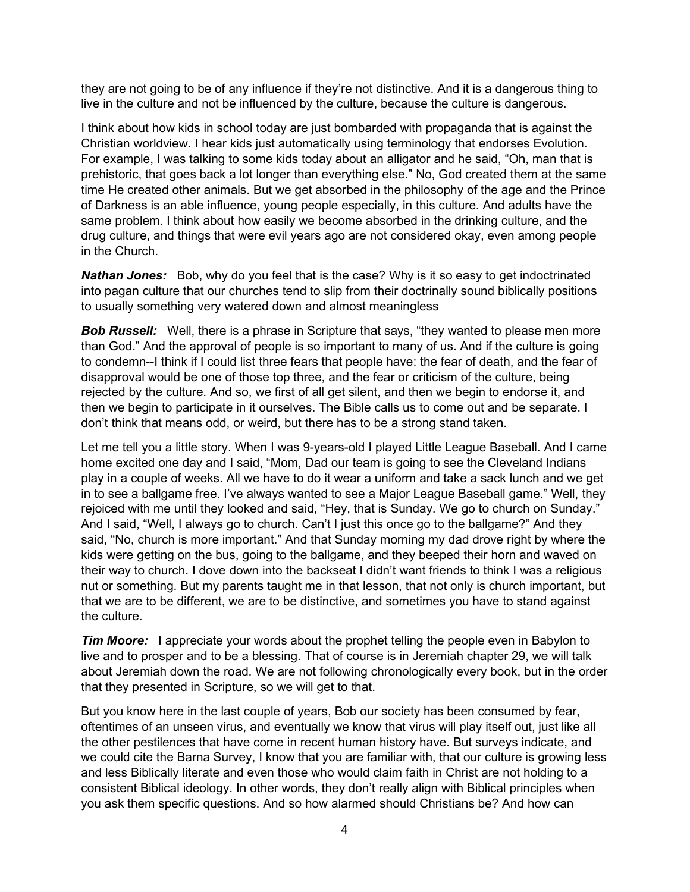they are not going to be of any influence if they're not distinctive. And it is a dangerous thing to live in the culture and not be influenced by the culture, because the culture is dangerous.

I think about how kids in school today are just bombarded with propaganda that is against the Christian worldview. I hear kids just automatically using terminology that endorses Evolution. For example, I was talking to some kids today about an alligator and he said, "Oh, man that is prehistoric, that goes back a lot longer than everything else." No, God created them at the same time He created other animals. But we get absorbed in the philosophy of the age and the Prince of Darkness is an able influence, young people especially, in this culture. And adults have the same problem. I think about how easily we become absorbed in the drinking culture, and the drug culture, and things that were evil years ago are not considered okay, even among people in the Church.

***Nathan Jones:*** Bob, why do you feel that is the case? Why is it so easy to get indoctrinated into pagan culture that our churches tend to slip from their doctrinally sound biblically positions to usually something very watered down and almost meaningless

***Bob Russell:*** Well, there is a phrase in Scripture that says, "they wanted to please men more than God." And the approval of people is so important to many of us. And if the culture is going to condemn--I think if I could list three fears that people have: the fear of death, and the fear of disapproval would be one of those top three, and the fear or criticism of the culture, being rejected by the culture. And so, we first of all get silent, and then we begin to endorse it, and then we begin to participate in it ourselves. The Bible calls us to come out and be separate. I don't think that means odd, or weird, but there has to be a strong stand taken.

Let me tell you a little story. When I was 9-years-old I played Little League Baseball. And I came home excited one day and I said, "Mom, Dad our team is going to see the Cleveland Indians play in a couple of weeks. All we have to do it wear a uniform and take a sack lunch and we get in to see a ballgame free. I've always wanted to see a Major League Baseball game." Well, they rejoiced with me until they looked and said, "Hey, that is Sunday. We go to church on Sunday." And I said, "Well, I always go to church. Can't I just this once go to the ballgame?" And they said, "No, church is more important." And that Sunday morning my dad drove right by where the kids were getting on the bus, going to the ballgame, and they beeped their horn and waved on their way to church. I dove down into the backseat I didn't want friends to think I was a religious nut or something. But my parents taught me in that lesson, that not only is church important, but that we are to be different, we are to be distinctive, and sometimes you have to stand against the culture.

***Tim Moore:*** I appreciate your words about the prophet telling the people even in Babylon to live and to prosper and to be a blessing. That of course is in Jeremiah chapter 29, we will talk about Jeremiah down the road. We are not following chronologically every book, but in the order that they presented in Scripture, so we will get to that.

But you know here in the last couple of years, Bob our society has been consumed by fear, oftentimes of an unseen virus, and eventually we know that virus will play itself out, just like all the other pestilences that have come in recent human history have. But surveys indicate, and we could cite the Barna Survey, I know that you are familiar with, that our culture is growing less and less Biblically literate and even those who would claim faith in Christ are not holding to a consistent Biblical ideology. In other words, they don't really align with Biblical principles when you ask them specific questions. And so how alarmed should Christians be? And how can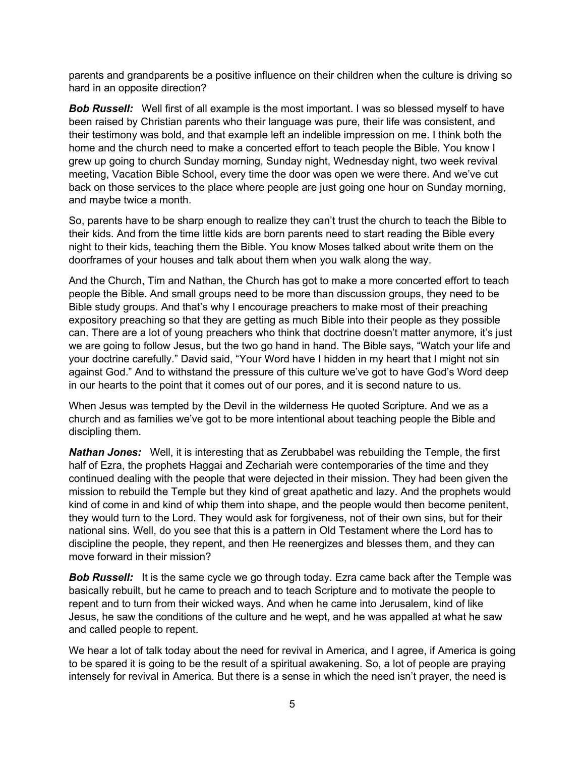parents and grandparents be a positive influence on their children when the culture is driving so hard in an opposite direction?

***Bob Russell:*** Well first of all example is the most important. I was so blessed myself to have been raised by Christian parents who their language was pure, their life was consistent, and their testimony was bold, and that example left an indelible impression on me. I think both the home and the church need to make a concerted effort to teach people the Bible. You know I grew up going to church Sunday morning, Sunday night, Wednesday night, two week revival meeting, Vacation Bible School, every time the door was open we were there. And we've cut back on those services to the place where people are just going one hour on Sunday morning, and maybe twice a month.

So, parents have to be sharp enough to realize they can't trust the church to teach the Bible to their kids. And from the time little kids are born parents need to start reading the Bible every night to their kids, teaching them the Bible. You know Moses talked about write them on the doorframes of your houses and talk about them when you walk along the way.

And the Church, Tim and Nathan, the Church has got to make a more concerted effort to teach people the Bible. And small groups need to be more than discussion groups, they need to be Bible study groups. And that's why I encourage preachers to make most of their preaching expository preaching so that they are getting as much Bible into their people as they possible can. There are a lot of young preachers who think that doctrine doesn't matter anymore, it's just we are going to follow Jesus, but the two go hand in hand. The Bible says, "Watch your life and your doctrine carefully." David said, "Your Word have I hidden in my heart that I might not sin against God." And to withstand the pressure of this culture we've got to have God's Word deep in our hearts to the point that it comes out of our pores, and it is second nature to us.

When Jesus was tempted by the Devil in the wilderness He quoted Scripture. And we as a church and as families we've got to be more intentional about teaching people the Bible and discipling them.

***Nathan Jones:*** Well, it is interesting that as Zerubbabel was rebuilding the Temple, the first half of Ezra, the prophets Haggai and Zechariah were contemporaries of the time and they continued dealing with the people that were dejected in their mission. They had been given the mission to rebuild the Temple but they kind of great apathetic and lazy. And the prophets would kind of come in and kind of whip them into shape, and the people would then become penitent, they would turn to the Lord. They would ask for forgiveness, not of their own sins, but for their national sins. Well, do you see that this is a pattern in Old Testament where the Lord has to discipline the people, they repent, and then He reenergizes and blesses them, and they can move forward in their mission?

***Bob Russell:*** It is the same cycle we go through today. Ezra came back after the Temple was basically rebuilt, but he came to preach and to teach Scripture and to motivate the people to repent and to turn from their wicked ways. And when he came into Jerusalem, kind of like Jesus, he saw the conditions of the culture and he wept, and he was appalled at what he saw and called people to repent.

We hear a lot of talk today about the need for revival in America, and I agree, if America is going to be spared it is going to be the result of a spiritual awakening. So, a lot of people are praying intensely for revival in America. But there is a sense in which the need isn't prayer, the need is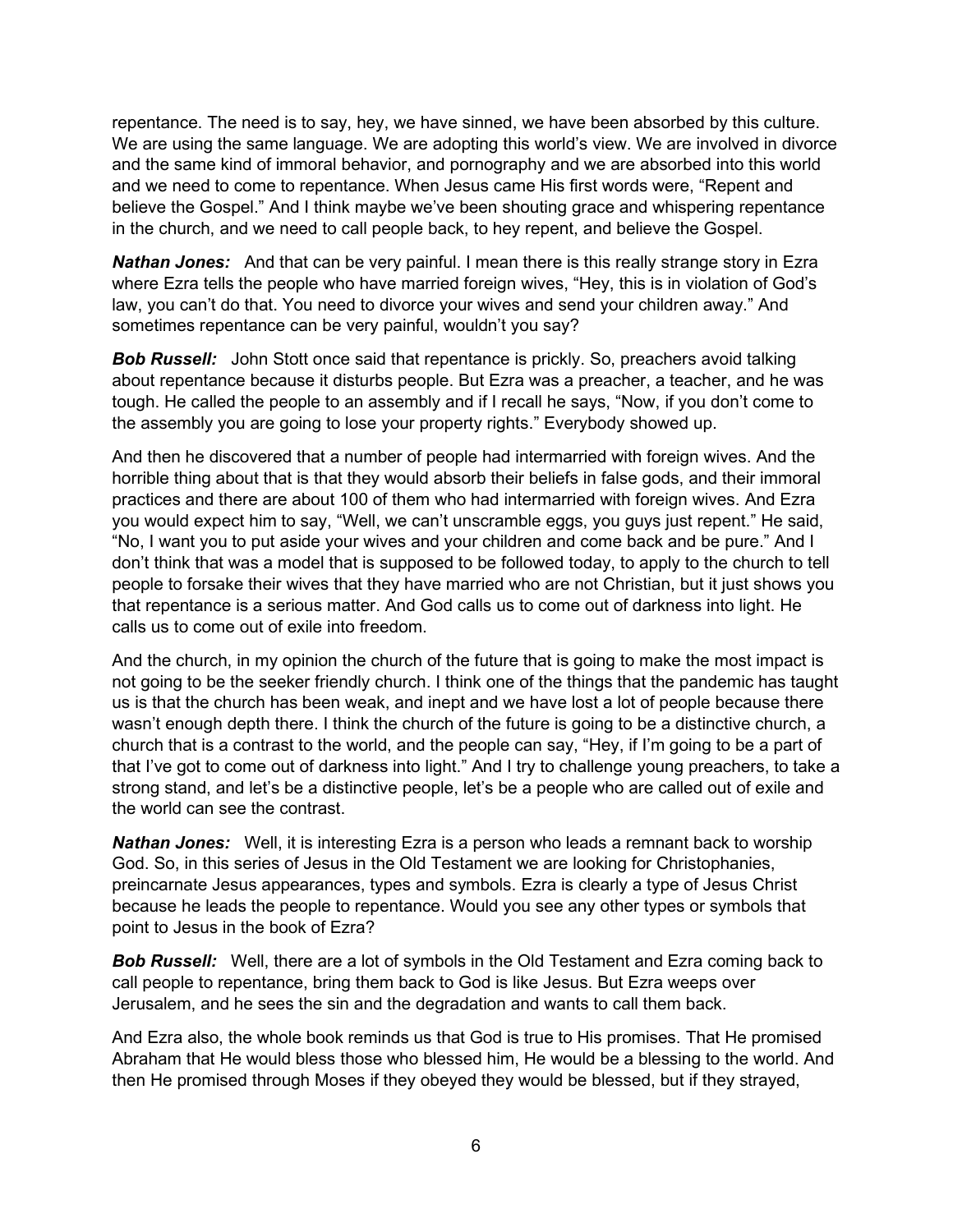repentance. The need is to say, hey, we have sinned, we have been absorbed by this culture. We are using the same language. We are adopting this world's view. We are involved in divorce and the same kind of immoral behavior, and pornography and we are absorbed into this world and we need to come to repentance. When Jesus came His first words were, "Repent and believe the Gospel." And I think maybe we've been shouting grace and whispering repentance in the church, and we need to call people back, to hey repent, and believe the Gospel.

***Nathan Jones:*** And that can be very painful. I mean there is this really strange story in Ezra where Ezra tells the people who have married foreign wives, "Hey, this is in violation of God's law, you can't do that. You need to divorce your wives and send your children away." And sometimes repentance can be very painful, wouldn't you say?

***Bob Russell:*** John Stott once said that repentance is prickly. So, preachers avoid talking about repentance because it disturbs people. But Ezra was a preacher, a teacher, and he was tough. He called the people to an assembly and if I recall he says, "Now, if you don't come to the assembly you are going to lose your property rights." Everybody showed up.

And then he discovered that a number of people had intermarried with foreign wives. And the horrible thing about that is that they would absorb their beliefs in false gods, and their immoral practices and there are about 100 of them who had intermarried with foreign wives. And Ezra you would expect him to say, "Well, we can't unscramble eggs, you guys just repent." He said, "No, I want you to put aside your wives and your children and come back and be pure." And I don't think that was a model that is supposed to be followed today, to apply to the church to tell people to forsake their wives that they have married who are not Christian, but it just shows you that repentance is a serious matter. And God calls us to come out of darkness into light. He calls us to come out of exile into freedom.

And the church, in my opinion the church of the future that is going to make the most impact is not going to be the seeker friendly church. I think one of the things that the pandemic has taught us is that the church has been weak, and inept and we have lost a lot of people because there wasn't enough depth there. I think the church of the future is going to be a distinctive church, a church that is a contrast to the world, and the people can say, "Hey, if I'm going to be a part of that I've got to come out of darkness into light." And I try to challenge young preachers, to take a strong stand, and let's be a distinctive people, let's be a people who are called out of exile and the world can see the contrast.

***Nathan Jones:*** Well, it is interesting Ezra is a person who leads a remnant back to worship God. So, in this series of Jesus in the Old Testament we are looking for Christophanies, preincarnate Jesus appearances, types and symbols. Ezra is clearly a type of Jesus Christ because he leads the people to repentance. Would you see any other types or symbols that point to Jesus in the book of Ezra?

***Bob Russell:*** Well, there are a lot of symbols in the Old Testament and Ezra coming back to call people to repentance, bring them back to God is like Jesus. But Ezra weeps over Jerusalem, and he sees the sin and the degradation and wants to call them back.

And Ezra also, the whole book reminds us that God is true to His promises. That He promised Abraham that He would bless those who blessed him, He would be a blessing to the world. And then He promised through Moses if they obeyed they would be blessed, but if they strayed,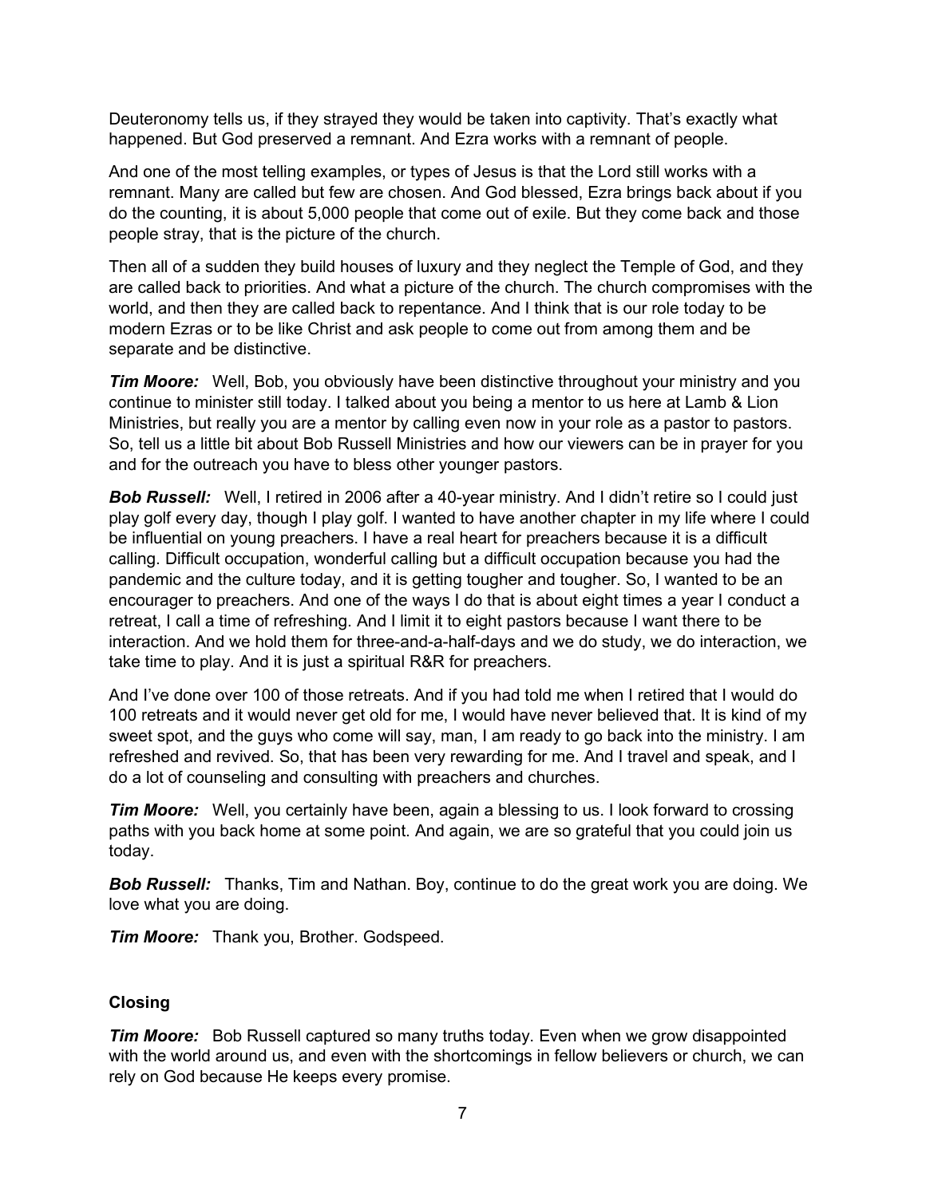Deuteronomy tells us, if they strayed they would be taken into captivity. That's exactly what happened. But God preserved a remnant. And Ezra works with a remnant of people.

And one of the most telling examples, or types of Jesus is that the Lord still works with a remnant. Many are called but few are chosen. And God blessed, Ezra brings back about if you do the counting, it is about 5,000 people that come out of exile. But they come back and those people stray, that is the picture of the church.

Then all of a sudden they build houses of luxury and they neglect the Temple of God, and they are called back to priorities. And what a picture of the church. The church compromises with the world, and then they are called back to repentance. And I think that is our role today to be modern Ezras or to be like Christ and ask people to come out from among them and be separate and be distinctive.

***Tim Moore:*** Well, Bob, you obviously have been distinctive throughout your ministry and you continue to minister still today. I talked about you being a mentor to us here at Lamb & Lion Ministries, but really you are a mentor by calling even now in your role as a pastor to pastors. So, tell us a little bit about Bob Russell Ministries and how our viewers can be in prayer for you and for the outreach you have to bless other younger pastors.

***Bob Russell:*** Well, I retired in 2006 after a 40-year ministry. And I didn't retire so I could just play golf every day, though I play golf. I wanted to have another chapter in my life where I could be influential on young preachers. I have a real heart for preachers because it is a difficult calling. Difficult occupation, wonderful calling but a difficult occupation because you had the pandemic and the culture today, and it is getting tougher and tougher. So, I wanted to be an encourager to preachers. And one of the ways I do that is about eight times a year I conduct a retreat, I call a time of refreshing. And I limit it to eight pastors because I want there to be interaction. And we hold them for three-and-a-half-days and we do study, we do interaction, we take time to play. And it is just a spiritual R&R for preachers.

And I've done over 100 of those retreats. And if you had told me when I retired that I would do 100 retreats and it would never get old for me, I would have never believed that. It is kind of my sweet spot, and the guys who come will say, man, I am ready to go back into the ministry. I am refreshed and revived. So, that has been very rewarding for me. And I travel and speak, and I do a lot of counseling and consulting with preachers and churches.

***Tim Moore:*** Well, you certainly have been, again a blessing to us. I look forward to crossing paths with you back home at some point. And again, we are so grateful that you could join us today.

***Bob Russell:*** Thanks, Tim and Nathan. Boy, continue to do the great work you are doing. We love what you are doing.

***Tim Moore:*** Thank you, Brother. Godspeed.

**Closing**

***Tim Moore:*** Bob Russell captured so many truths today. Even when we grow disappointed with the world around us, and even with the shortcomings in fellow believers or church, we can rely on God because He keeps every promise.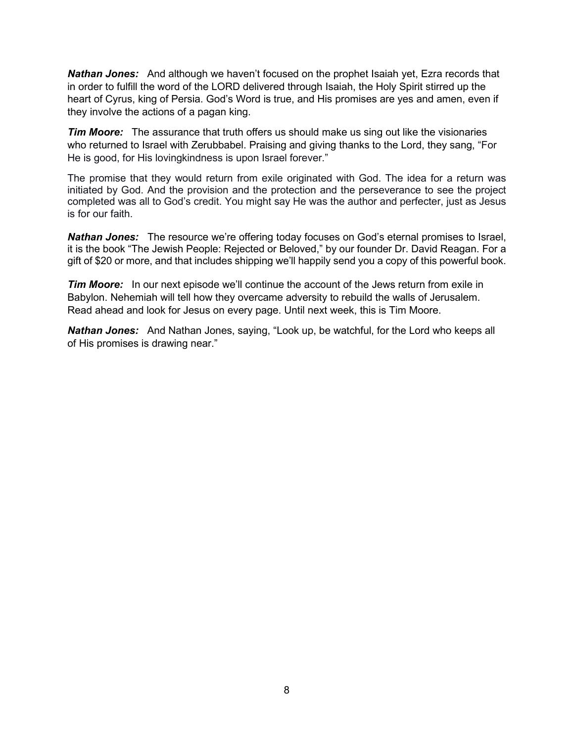***Nathan Jones:*** And although we haven't focused on the prophet Isaiah yet, Ezra records that in order to fulfill the word of the LORD delivered through Isaiah, the Holy Spirit stirred up the heart of Cyrus, king of Persia. God's Word is true, and His promises are yes and amen, even if they involve the actions of a pagan king.

***Tim Moore:*** The assurance that truth offers us should make us sing out like the visionaries who returned to Israel with Zerubbabel. Praising and giving thanks to the Lord, they sang, "For He is good, for His lovingkindness is upon Israel forever."

The promise that they would return from exile originated with God. The idea for a return was initiated by God. And the provision and the protection and the perseverance to see the project completed was all to God's credit. You might say He was the author and perfecter, just as Jesus is for our faith.

***Nathan Jones:*** The resource we're offering today focuses on God's eternal promises to Israel, it is the book "The Jewish People: Rejected or Beloved," by our founder Dr. David Reagan. For a gift of $20 or more, and that includes shipping we'll happily send you a copy of this powerful book.

***Tim Moore:*** In our next episode we'll continue the account of the Jews return from exile in Babylon. Nehemiah will tell how they overcame adversity to rebuild the walls of Jerusalem. Read ahead and look for Jesus on every page. Until next week, this is Tim Moore.

***Nathan Jones:*** And Nathan Jones, saying, "Look up, be watchful, for the Lord who keeps all of His promises is drawing near."